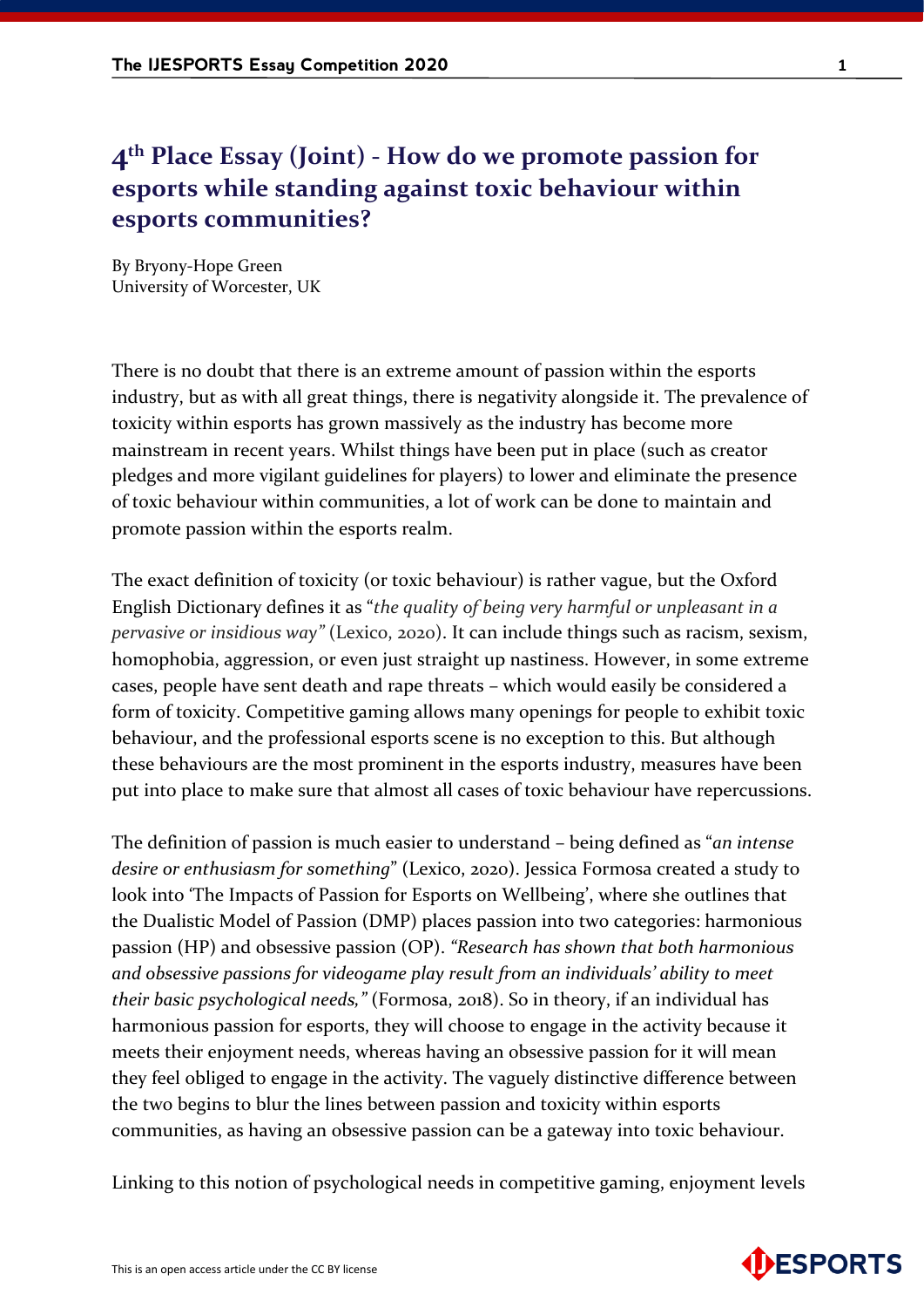# 4th Place Essay (Joint) - How do we promote passion for esports while standing against toxic behaviour within esports communities?

By Bryony-Hope Green
University of Worcester, UK

There is no doubt that there is an extreme amount of passion within the esports industry, but as with all great things, there is negativity alongside it. The prevalence of toxicity within esports has grown massively as the industry has become more mainstream in recent years. Whilst things have been put in place (such as creator pledges and more vigilant guidelines for players) to lower and eliminate the presence of toxic behaviour within communities, a lot of work can be done to maintain and promote passion within the esports realm.

The exact definition of toxicity (or toxic behaviour) is rather vague, but the Oxford English Dictionary defines it as "*the quality of being very harmful or unpleasant in a pervasive or insidious way*" (Lexico, 2020). It can include things such as racism, sexism, homophobia, aggression, or even just straight up nastiness. However, in some extreme cases, people have sent death and rape threats – which would easily be considered a form of toxicity. Competitive gaming allows many openings for people to exhibit toxic behaviour, and the professional esports scene is no exception to this. But although these behaviours are the most prominent in the esports industry, measures have been put into place to make sure that almost all cases of toxic behaviour have repercussions.

The definition of passion is much easier to understand – being defined as "*an intense desire or enthusiasm for something*" (Lexico, 2020). Jessica Formosa created a study to look into 'The Impacts of Passion for Esports on Wellbeing', where she outlines that the Dualistic Model of Passion (DMP) places passion into two categories: harmonious passion (HP) and obsessive passion (OP). *"Research has shown that both harmonious and obsessive passions for videogame play result from an individuals' ability to meet their basic psychological needs,"* (Formosa, 2018). So in theory, if an individual has harmonious passion for esports, they will choose to engage in the activity because it meets their enjoyment needs, whereas having an obsessive passion for it will mean they feel obliged to engage in the activity. The vaguely distinctive difference between the two begins to blur the lines between passion and toxicity within esports communities, as having an obsessive passion can be a gateway into toxic behaviour.

Linking to this notion of psychological needs in competitive gaming, enjoyment levels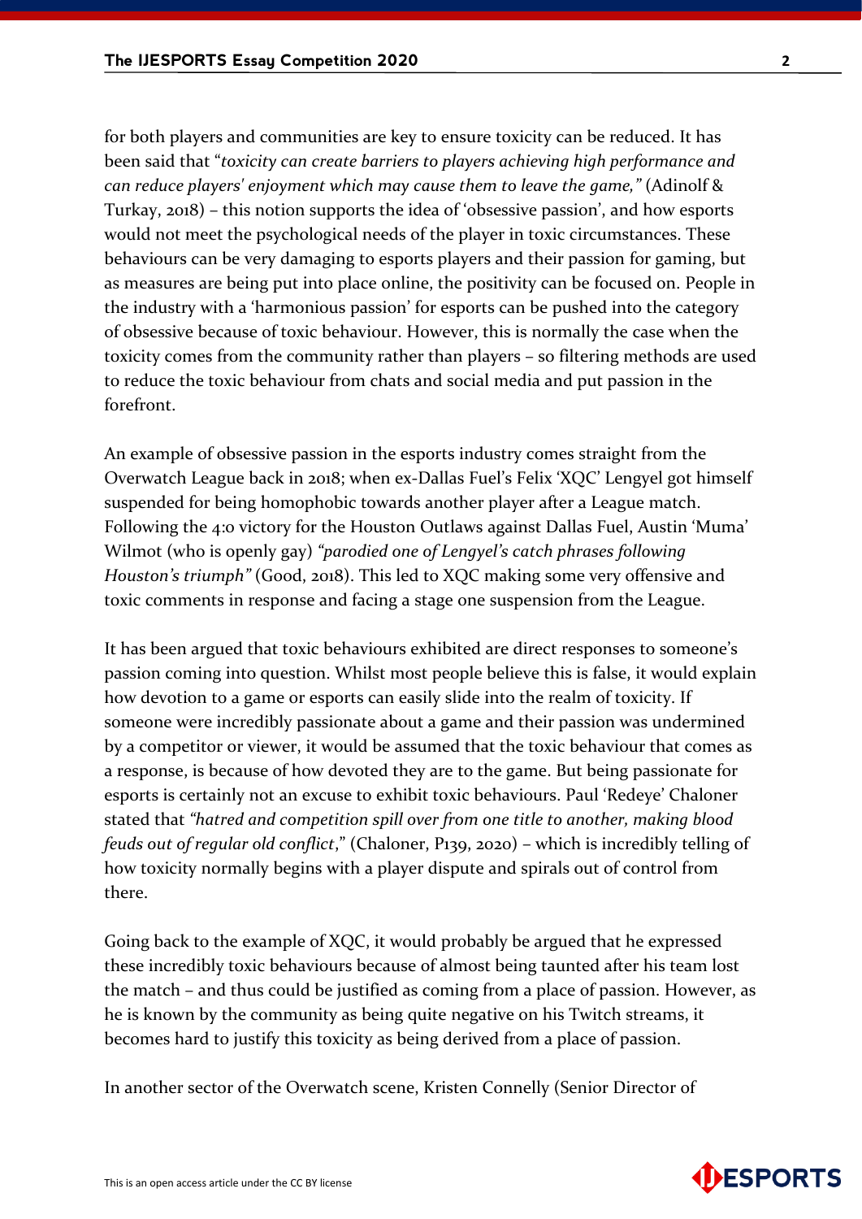for both players and communities are key to ensure toxicity can be reduced. It has been said that "*toxicity can create barriers to players achieving high performance and can reduce players' enjoyment which may cause them to leave the game,"* (Adinolf & Turkay, 2018) – this notion supports the idea of 'obsessive passion', and how esports would not meet the psychological needs of the player in toxic circumstances. These behaviours can be very damaging to esports players and their passion for gaming, but as measures are being put into place online, the positivity can be focused on. People in the industry with a 'harmonious passion' for esports can be pushed into the category of obsessive because of toxic behaviour. However, this is normally the case when the toxicity comes from the community rather than players – so filtering methods are used to reduce the toxic behaviour from chats and social media and put passion in the forefront.

An example of obsessive passion in the esports industry comes straight from the Overwatch League back in 2018; when ex-Dallas Fuel's Felix 'XQC' Lengyel got himself suspended for being homophobic towards another player after a League match. Following the 4:0 victory for the Houston Outlaws against Dallas Fuel, Austin 'Muma' Wilmot (who is openly gay) *"parodied one of Lengyel's catch phrases following Houston's triumph"* (Good, 2018). This led to XQC making some very offensive and toxic comments in response and facing a stage one suspension from the League.

It has been argued that toxic behaviours exhibited are direct responses to someone's passion coming into question. Whilst most people believe this is false, it would explain how devotion to a game or esports can easily slide into the realm of toxicity. If someone were incredibly passionate about a game and their passion was undermined by a competitor or viewer, it would be assumed that the toxic behaviour that comes as a response, is because of how devoted they are to the game. But being passionate for esports is certainly not an excuse to exhibit toxic behaviours. Paul 'Redeye' Chaloner stated that *"hatred and competition spill over from one title to another, making blood feuds out of regular old conflict*," (Chaloner, P139, 2020) – which is incredibly telling of how toxicity normally begins with a player dispute and spirals out of control from there.

Going back to the example of XQC, it would probably be argued that he expressed these incredibly toxic behaviours because of almost being taunted after his team lost the match – and thus could be justified as coming from a place of passion. However, as he is known by the community as being quite negative on his Twitch streams, it becomes hard to justify this toxicity as being derived from a place of passion.

In another sector of the Overwatch scene, Kristen Connelly (Senior Director of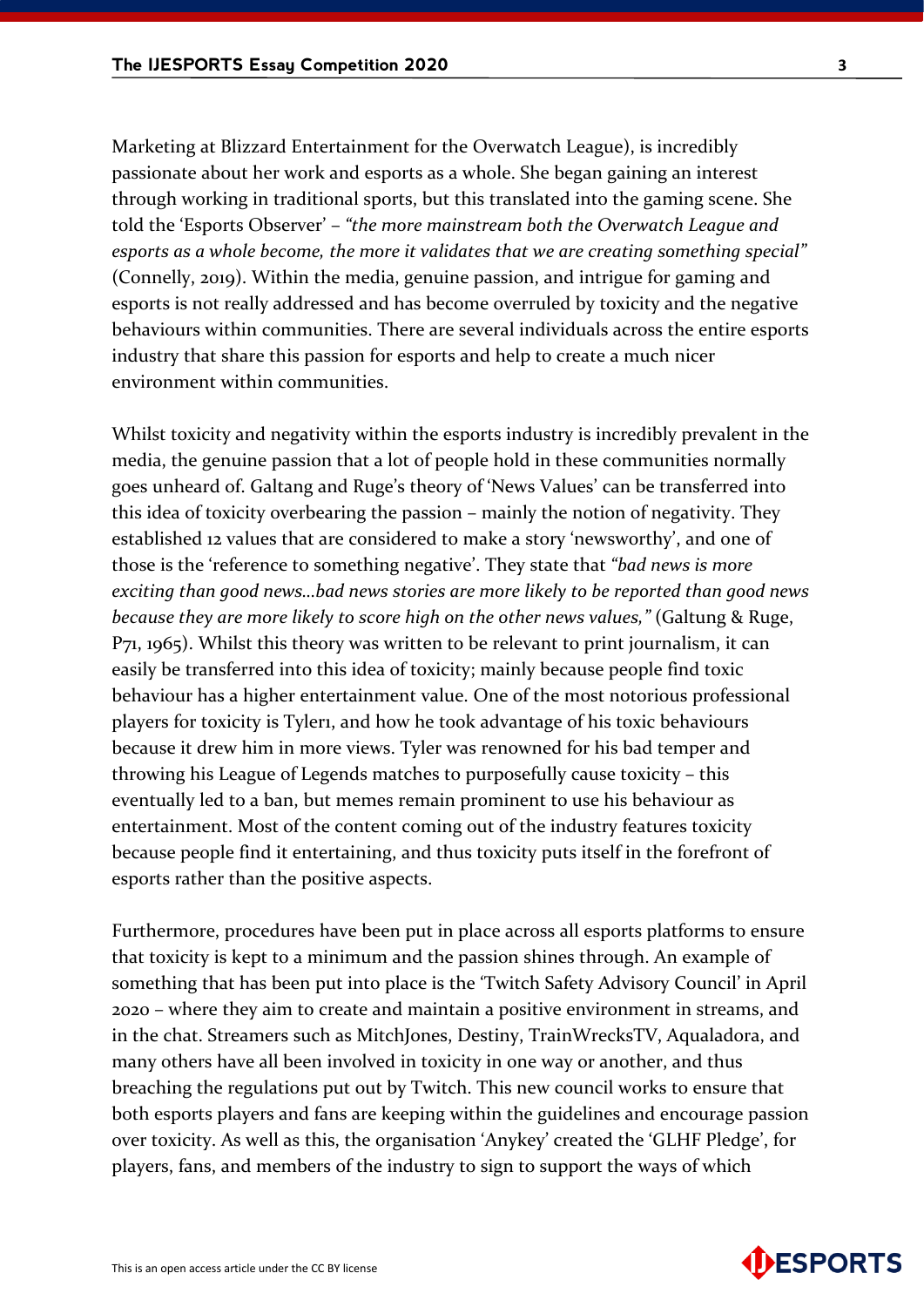Marketing at Blizzard Entertainment for the Overwatch League), is incredibly passionate about her work and esports as a whole. She began gaining an interest through working in traditional sports, but this translated into the gaming scene. She told the 'Esports Observer' – *"the more mainstream both the Overwatch League and esports as a whole become, the more it validates that we are creating something special"* (Connelly, 2019). Within the media, genuine passion, and intrigue for gaming and esports is not really addressed and has become overruled by toxicity and the negative behaviours within communities. There are several individuals across the entire esports industry that share this passion for esports and help to create a much nicer environment within communities.

Whilst toxicity and negativity within the esports industry is incredibly prevalent in the media, the genuine passion that a lot of people hold in these communities normally goes unheard of. Galtang and Ruge's theory of 'News Values' can be transferred into this idea of toxicity overbearing the passion – mainly the notion of negativity. They established 12 values that are considered to make a story 'newsworthy', and one of those is the 'reference to something negative'. They state that *"bad news is more exciting than good news…bad news stories are more likely to be reported than good news because they are more likely to score high on the other news values,"* (Galtung & Ruge, P71, 1965). Whilst this theory was written to be relevant to print journalism, it can easily be transferred into this idea of toxicity; mainly because people find toxic behaviour has a higher entertainment value. One of the most notorious professional players for toxicity is Tyler1, and how he took advantage of his toxic behaviours because it drew him in more views. Tyler was renowned for his bad temper and throwing his League of Legends matches to purposefully cause toxicity – this eventually led to a ban, but memes remain prominent to use his behaviour as entertainment. Most of the content coming out of the industry features toxicity because people find it entertaining, and thus toxicity puts itself in the forefront of esports rather than the positive aspects.

Furthermore, procedures have been put in place across all esports platforms to ensure that toxicity is kept to a minimum and the passion shines through. An example of something that has been put into place is the 'Twitch Safety Advisory Council' in April 2020 – where they aim to create and maintain a positive environment in streams, and in the chat. Streamers such as MitchJones, Destiny, TrainWrecksTV, Aqualadora, and many others have all been involved in toxicity in one way or another, and thus breaching the regulations put out by Twitch. This new council works to ensure that both esports players and fans are keeping within the guidelines and encourage passion over toxicity. As well as this, the organisation 'Anykey' created the 'GLHF Pledge', for players, fans, and members of the industry to sign to support the ways of which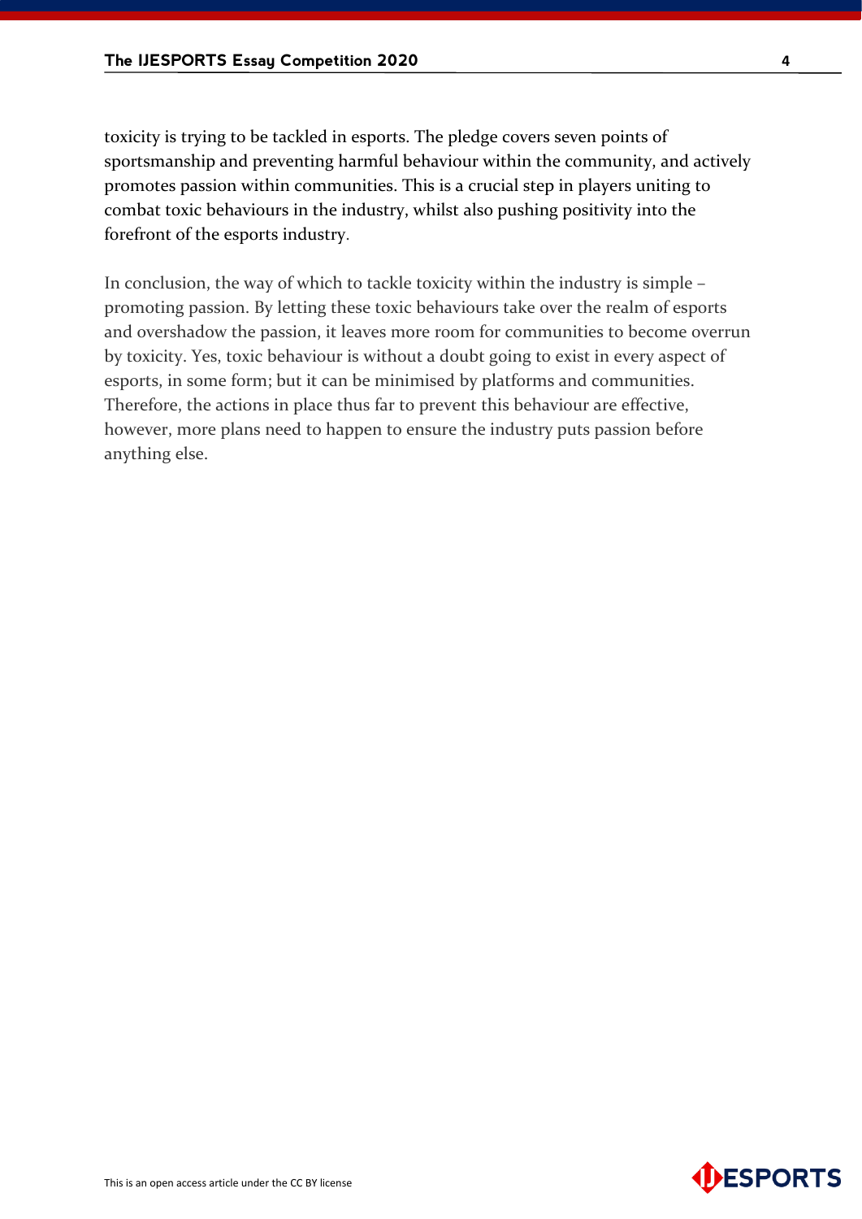toxicity is trying to be tackled in esports. The pledge covers seven points of sportsmanship and preventing harmful behaviour within the community, and actively promotes passion within communities. This is a crucial step in players uniting to combat toxic behaviours in the industry, whilst also pushing positivity into the forefront of the esports industry.

In conclusion, the way of which to tackle toxicity within the industry is simple – promoting passion. By letting these toxic behaviours take over the realm of esports and overshadow the passion, it leaves more room for communities to become overrun by toxicity. Yes, toxic behaviour is without a doubt going to exist in every aspect of esports, in some form; but it can be minimised by platforms and communities. Therefore, the actions in place thus far to prevent this behaviour are effective, however, more plans need to happen to ensure the industry puts passion before anything else.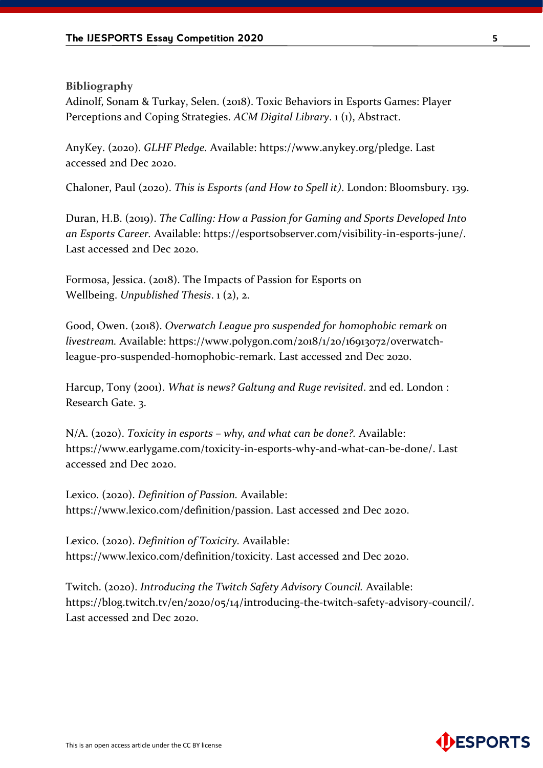**Bibliography**

Adinolf, Sonam & Turkay, Selen. (2018). Toxic Behaviors in Esports Games: Player Perceptions and Coping Strategies. *ACM Digital Library*. 1 (1), Abstract.

AnyKey. (2020). *GLHF Pledge.* Available: https://www.anykey.org/pledge. Last accessed 2nd Dec 2020.

Chaloner, Paul (2020). *This is Esports (and How to Spell it)*. London: Bloomsbury. 139.

Duran, H.B. (2019). *The Calling: How a Passion for Gaming and Sports Developed Into an Esports Career.* Available: https://esportsobserver.com/visibility-in-esports-june/. Last accessed 2nd Dec 2020.

Formosa, Jessica. (2018). The Impacts of Passion for Esports on Wellbeing. *Unpublished Thesis*. 1 (2), 2.

Good, Owen. (2018). *Overwatch League pro suspended for homophobic remark on livestream.* Available: https://www.polygon.com/2018/1/20/16913072/overwatch-league-pro-suspended-homophobic-remark. Last accessed 2nd Dec 2020.

Harcup, Tony (2001). *What is news? Galtung and Ruge revisited*. 2nd ed. London : Research Gate. 3.

N/A. (2020). *Toxicity in esports – why, and what can be done?.* Available: https://www.earlygame.com/toxicity-in-esports-why-and-what-can-be-done/. Last accessed 2nd Dec 2020.

Lexico. (2020). *Definition of Passion.* Available: https://www.lexico.com/definition/passion. Last accessed 2nd Dec 2020.

Lexico. (2020). *Definition of Toxicity.* Available: https://www.lexico.com/definition/toxicity. Last accessed 2nd Dec 2020.

Twitch. (2020). *Introducing the Twitch Safety Advisory Council.* Available: https://blog.twitch.tv/en/2020/05/14/introducing-the-twitch-safety-advisory-council/. Last accessed 2nd Dec 2020.